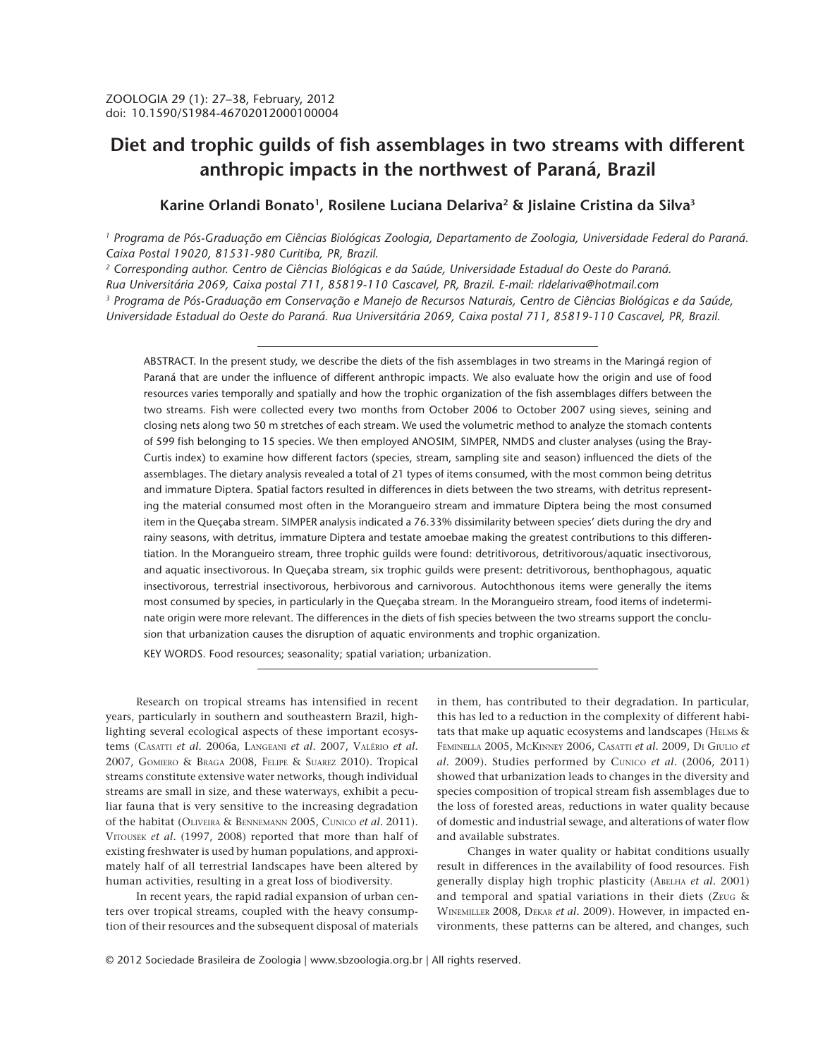ZOOLOGIA 29 (1): 27–38, February, 2012
doi: 10.1590/S1984-46702012000100004

# Diet and trophic guilds of fish assemblages in two streams with different anthropic impacts in the northwest of Paraná, Brazil

**Karine Orlandi Bonato[1], Rosilene Luciana Delariva[2] & Jislaine Cristina da Silva[3]**

*[1] Programa de Pós-Graduação em Ciências Biológicas Zoologia, Departamento de Zoologia, Universidade Federal do Paraná. Caixa Postal 19020, 81531-980 Curitiba, PR, Brazil.*
*[2] Corresponding author. Centro de Ciências Biológicas e da Saúde, Universidade Estadual do Oeste do Paraná. Rua Universitária 2069, Caixa postal 711, 85819-110 Cascavel, PR, Brazil. E-mail: rldelariva@hotmail.com*
*[3] Programa de Pós-Graduação em Conservação e Manejo de Recursos Naturais, Centro de Ciências Biológicas e da Saúde, Universidade Estadual do Oeste do Paraná. Rua Universitária 2069, Caixa postal 711, 85819-110 Cascavel, PR, Brazil.*

ABSTRACT. In the present study, we describe the diets of the fish assemblages in two streams in the Maringá region of Paraná that are under the influence of different anthropic impacts. We also evaluate how the origin and use of food resources varies temporally and spatially and how the trophic organization of the fish assemblages differs between the two streams. Fish were collected every two months from October 2006 to October 2007 using sieves, seining and closing nets along two 50 m stretches of each stream. We used the volumetric method to analyze the stomach contents of 599 fish belonging to 15 species. We then employed ANOSIM, SIMPER, NMDS and cluster analyses (using the Bray-Curtis index) to examine how different factors (species, stream, sampling site and season) influenced the diets of the assemblages. The dietary analysis revealed a total of 21 types of items consumed, with the most common being detritus and immature Diptera. Spatial factors resulted in differences in diets between the two streams, with detritus representing the material consumed most often in the Morangueiro stream and immature Diptera being the most consumed item in the Queçaba stream. SIMPER analysis indicated a 76.33% dissimilarity between species' diets during the dry and rainy seasons, with detritus, immature Diptera and testate amoebae making the greatest contributions to this differentiation. In the Morangueiro stream, three trophic guilds were found: detritivorous, detritivorous/aquatic insectivorous, and aquatic insectivorous. In Queçaba stream, six trophic guilds were present: detritivorous, benthophagous, aquatic insectivorous, terrestrial insectivorous, herbivorous and carnivorous. Autochthonous items were generally the items most consumed by species, in particularly in the Queçaba stream. In the Morangueiro stream, food items of indeterminate origin were more relevant. The differences in the diets of fish species between the two streams support the conclusion that urbanization causes the disruption of aquatic environments and trophic organization.

KEY WORDS. Food resources; seasonality; spatial variation; urbanization.

Research on tropical streams has intensified in recent years, particularly in southern and southeastern Brazil, highlighting several ecological aspects of these important ecosystems (Casatti *et al.* 2006a, Langeani *et al.* 2007, Valério *et al.* 2007, Gomiero & Braga 2008, Felipe & Suarez 2010). Tropical streams constitute extensive water networks, though individual streams are small in size, and these waterways, exhibit a peculiar fauna that is very sensitive to the increasing degradation of the habitat (Oliveira & Bennemann 2005, Cunico *et al.* 2011). Vitousek *et al.* (1997, 2008) reported that more than half of existing freshwater is used by human populations, and approximately half of all terrestrial landscapes have been altered by human activities, resulting in a great loss of biodiversity.

In recent years, the rapid radial expansion of urban centers over tropical streams, coupled with the heavy consumption of their resources and the subsequent disposal of materials in them, has contributed to their degradation. In particular, this has led to a reduction in the complexity of different habitats that make up aquatic ecosystems and landscapes (Helms & Feminella 2005, McKinney 2006, Casatti *et al.* 2009, Di Giulio *et al.* 2009). Studies performed by Cunico *et al.* (2006, 2011) showed that urbanization leads to changes in the diversity and species composition of tropical stream fish assemblages due to the loss of forested areas, reductions in water quality because of domestic and industrial sewage, and alterations of water flow and available substrates.

Changes in water quality or habitat conditions usually result in differences in the availability of food resources. Fish generally display high trophic plasticity (Abelha *et al.* 2001) and temporal and spatial variations in their diets (Zeug & Winemiller 2008, Dekar *et al.* 2009). However, in impacted environments, these patterns can be altered, and changes, such

© 2012 Sociedade Brasileira de Zoologia | www.sbzoologia.org.br | All rights reserved.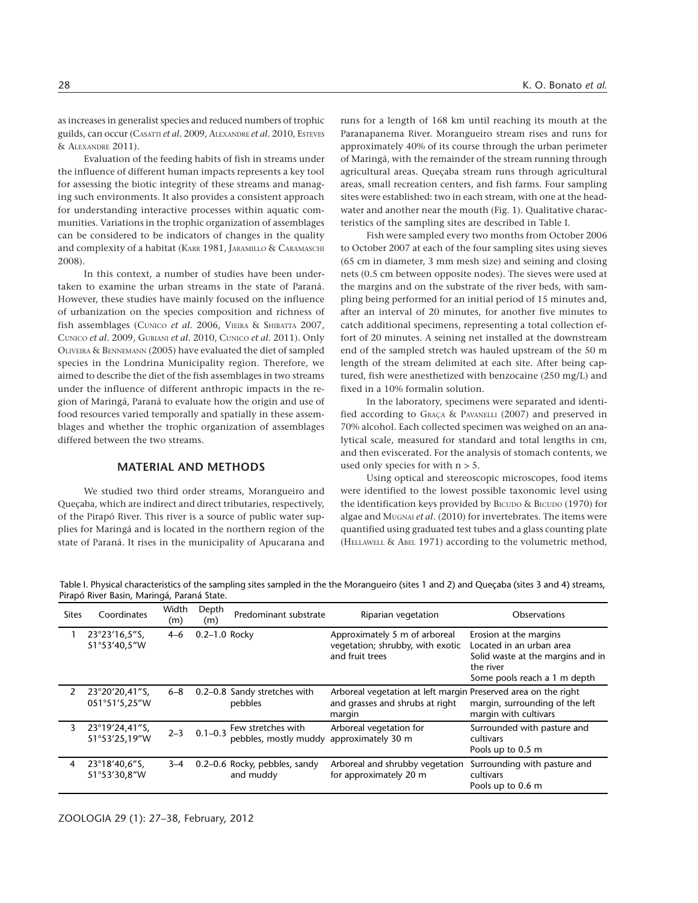as increases in generalist species and reduced numbers of trophic guilds, can occur (Casatti *et al*. 2009, Alexandre *et al*. 2010, Esteves & Alexandre 2011).

Evaluation of the feeding habits of fish in streams under the influence of different human impacts represents a key tool for assessing the biotic integrity of these streams and managing such environments. It also provides a consistent approach for understanding interactive processes within aquatic communities. Variations in the trophic organization of assemblages can be considered to be indicators of changes in the quality and complexity of a habitat (Karr 1981, Jaramillo & Caramaschi 2008).

In this context, a number of studies have been undertaken to examine the urban streams in the state of Paraná. However, these studies have mainly focused on the influence of urbanization on the species composition and richness of fish assemblages (Cunico *et al*. 2006, Vieira & Shibatta 2007, Cunico *et al*. 2009, Gubiani *et al*. 2010, Cunico *et al*. 2011). Only Oliveira & Bennemann (2005) have evaluated the diet of sampled species in the Londrina Municipality region. Therefore, we aimed to describe the diet of the fish assemblages in two streams under the influence of different anthropic impacts in the region of Maringá, Paraná to evaluate how the origin and use of food resources varied temporally and spatially in these assemblages and whether the trophic organization of assemblages differed between the two streams.

## MATERIAL AND METHODS

We studied two third order streams, Morangueiro and Queçaba, which are indirect and direct tributaries, respectively, of the Pirapó River. This river is a source of public water supplies for Maringá and is located in the northern region of the state of Paraná. It rises in the municipality of Apucarana and runs for a length of 168 km until reaching its mouth at the Paranapanema River. Morangueiro stream rises and runs for approximately 40% of its course through the urban perimeter of Maringá, with the remainder of the stream running through agricultural areas. Queçaba stream runs through agricultural areas, small recreation centers, and fish farms. Four sampling sites were established: two in each stream, with one at the headwater and another near the mouth (Fig. 1). Qualitative characteristics of the sampling sites are described in Table I.

Fish were sampled every two months from October 2006 to October 2007 at each of the four sampling sites using sieves (65 cm in diameter, 3 mm mesh size) and seining and closing nets (0.5 cm between opposite nodes). The sieves were used at the margins and on the substrate of the river beds, with sampling being performed for an initial period of 15 minutes and, after an interval of 20 minutes, for another five minutes to catch additional specimens, representing a total collection effort of 20 minutes. A seining net installed at the downstream end of the sampled stretch was hauled upstream of the 50 m length of the stream delimited at each site. After being captured, fish were anesthetized with benzocaine (250 mg/L) and fixed in a 10% formalin solution.

In the laboratory, specimens were separated and identified according to Graça & Pavanelli (2007) and preserved in 70% alcohol. Each collected specimen was weighed on an analytical scale, measured for standard and total lengths in cm, and then eviscerated. For the analysis of stomach contents, we used only species for with $n > 5$.

Using optical and stereoscopic microscopes, food items were identified to the lowest possible taxonomic level using the identification keys provided by Bicudo & Bicudo (1970) for algae and Mugnai *et al*. (2010) for invertebrates. The items were quantified using graduated test tubes and a glass counting plate (Hellawell & Abel 1971) according to the volumetric method,

Table I. Physical characteristics of the sampling sites sampled in the the Morangueiro (sites 1 and 2) and Queçaba (sites 3 and 4) streams, Pirapó River Basin, Maringá, Paraná State.

| Sites | Coordinates | Width (m) | Depth (m) | Predominant substrate | Riparian vegetation | Observations |
|---|---|---|---|---|---|---|
| 1 | 23°23'16,5"S, 51°53'40,5"W | 4–6 | 0.2–1.0 | Rocky | Approximately 5 m of arboreal vegetation; shrubby, with exotic and fruit trees | Erosion at the margins<br>Located in an urban area<br>Solid waste at the margins and in the river<br>Some pools reach a 1 m depth |
| 2 | 23°20'20,41"S, 051°51'5,25"W | 6–8 | 0.2–0.8 | Sandy stretches with pebbles | Arboreal vegetation at left margin and grasses and shrubs at right margin | Preserved area on the right margin, surrounding of the left margin with cultivars |
| 3 | 23°19'24,41"S, 51°53'25,19"W | 2–3 | 0.1–0.3 | Few stretches with pebbles, mostly muddy | Arboreal vegetation for approximately 30 m | Surrounded with pasture and cultivars<br>Pools up to 0.5 m |
| 4 | 23°18'40,6"S, 51°53'30,8"W | 3–4 | 0.2–0.6 | Rocky, pebbles, sandy and muddy | Arboreal and shrubby vegetation for approximately 20 m | Surrounding with pasture and cultivars<br>Pools up to 0.6 m |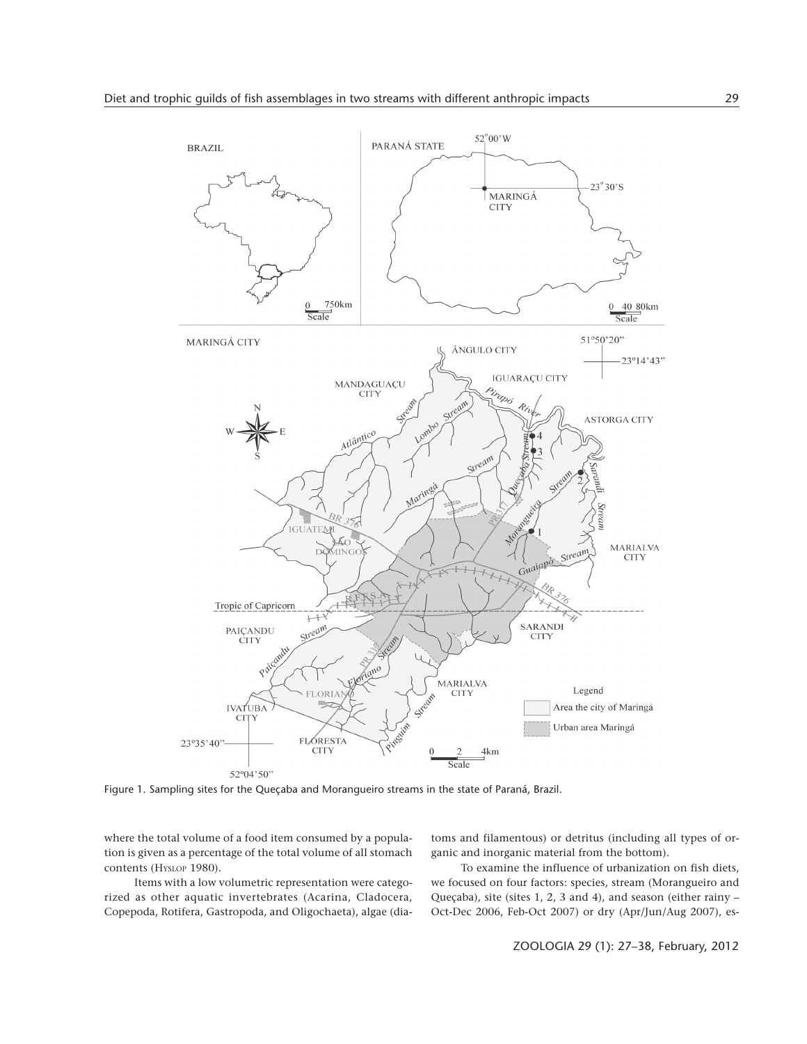Figure 1. Sampling sites for the Queçaba and Morangueiro streams in the state of Paraná, Brazil.

where the total volume of a food item consumed by a population is given as a percentage of the total volume of all stomach contents (HYSLOP 1980).

Items with a low volumetric representation were categorized as other aquatic invertebrates (Acarina, Cladocera, Copepoda, Rotifera, Gastropoda, and Oligochaeta), algae (diatoms and filamentous) or detritus (including all types of organic and inorganic material from the bottom).

To examine the influence of urbanization on fish diets, we focused on four factors: species, stream (Morangueiro and Queçaba), site (sites 1, 2, 3 and 4), and season (either rainy – Oct-Dec 2006, Feb-Oct 2007) or dry (Apr/Jun/Aug 2007), es-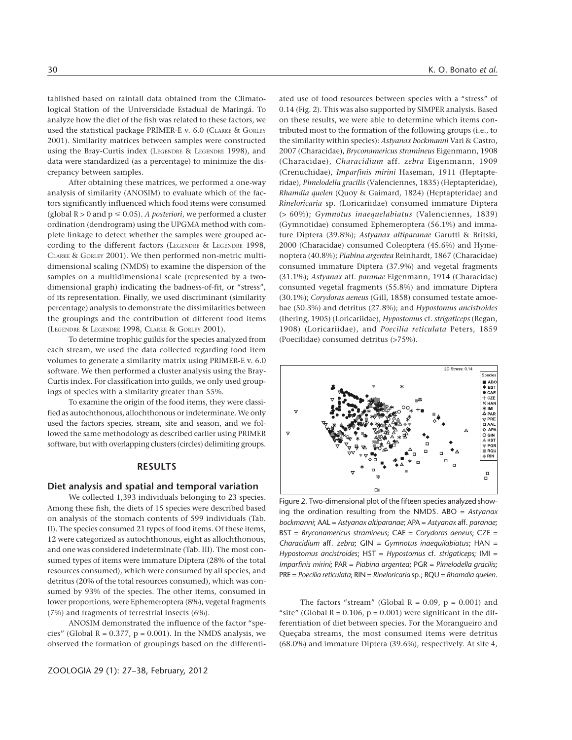tablished based on rainfall data obtained from the Climatological Station of the Universidade Estadual de Maringá. To analyze how the diet of the fish was related to these factors, we used the statistical package PRIMER-E v. 6.0 (Clarke & Gorley 2001). Similarity matrices between samples were constructed using the Bray-Curtis index (Legendre & Legendre 1998), and data were standardized (as a percentage) to minimize the discrepancy between samples.

After obtaining these matrices, we performed a one-way analysis of similarity (ANOSIM) to evaluate which of the factors significantly influenced which food items were consumed (global $R > 0$ and $p \leq 0.05$). *A posteriori*, we performed a cluster ordination (dendrogram) using the UPGMA method with complete linkage to detect whether the samples were grouped according to the different factors (Legendre & Legendre 1998, Clarke & Gorley 2001). We then performed non-metric multidimensional scaling (NMDS) to examine the dispersion of the samples on a multidimensional scale (represented by a two-dimensional graph) indicating the badness-of-fit, or "stress", of its representation. Finally, we used discriminant (similarity percentage) analysis to demonstrate the dissimilarities between the groupings and the contribution of different food items (Legendre & Legendre 1998, Clarke & Gorley 2001).

To determine trophic guilds for the species analyzed from each stream, we used the data collected regarding food item volumes to generate a similarity matrix using PRIMER-E v. 6.0 software. We then performed a cluster analysis using the Bray-Curtis index. For classification into guilds, we only used groupings of species with a similarity greater than 55%.

To examine the origin of the food items, they were classified as autochthonous, allochthonous or indeterminate. We only used the factors species, stream, site and season, and we followed the same methodology as described earlier using PRIMER software, but with overlapping clusters (circles) delimiting groups.

## RESULTS

### Diet analysis and spatial and temporal variation

We collected 1,393 individuals belonging to 23 species. Among these fish, the diets of 15 species were described based on analysis of the stomach contents of 599 individuals (Tab. II). The species consumed 21 types of food items. Of these items, 12 were categorized as autochthonous, eight as allochthonous, and one was considered indeterminate (Tab. III). The most consumed types of items were immature Diptera (28% of the total resources consumed), which were consumed by all species, and detritus (20% of the total resources consumed), which was consumed by 93% of the species. The other items, consumed in lower proportions, were Ephemeroptera (8%), vegetal fragments (7%) and fragments of terrestrial insects (6%).

ANOSIM demonstrated the influence of the factor "species" (Global $R = 0.377$, $p = 0.001$). In the NMDS analysis, we observed the formation of groupings based on the differentiated use of food resources between species with a "stress" of 0.14 (Fig. 2). This was also supported by SIMPER analysis. Based on these results, we were able to determine which items contributed most to the formation of the following groups (i.e., to the similarity within species): *Astyanax bockmanni* Vari & Castro, 2007 (Characidae), *Bryconamericus stramineus* Eigenmann, 1908 (Characidae), *Characidium* aff. *zebra* Eigenmann, 1909 (Crenuchidae), *Imparfinis mirini* Haseman, 1911 (Heptapteridae), *Pimelodella gracilis* (Valenciennes, 1835) (Heptapteridae), *Rhamdia quelen* (Quoy & Gaimard, 1824) (Heptapteridae) and *Rineloricaria* sp. (Loricariidae) consumed immature Diptera (> 60%); *Gymnotus inaequelabiatus* (Valenciennes, 1839) (Gymnotidae) consumed Ephemeroptera (56.1%) and immature Diptera (39.8%); *Astyanax altiparanae* Garutti & Britski, 2000 (Characidae) consumed Coleoptera (45.6%) and Hymenoptera (40.8%); *Piabina argentea* Reinhardt, 1867 (Characidae) consumed immature Diptera (37.9%) and vegetal fragments (31.1%); *Astyanax* aff. *paranae* Eigenmann, 1914 (Characidae) consumed vegetal fragments (55.8%) and immature Diptera (30.1%); *Corydoras aeneus* (Gill, 1858) consumed testate amoebae (50.3%) and detritus (27.8%); and *Hypostomus ancistroides* (Ihering, 1905) (Loricariidae), *Hypostomus* cf. *strigaticeps* (Regan, 1908) (Loricariidae), and *Poecilia reticulata* Peters, 1859 (Poecilidae) consumed detritus (>75%).

Figure 2. Two-dimensional plot of the fifteen species analyzed showing the ordination resulting from the NMDS. ABO = *Astyanax bockmanni*; AAL = *Astyanax altiparanae*; APA = *Astyanax* aff. *paranae*; BST = *Bryconamericus stramineus*; CAE = *Corydoras aeneus*; CZE = *Characidium* aff. *zebra*; GIN = *Gymnotus inaequilabiatus*; HAN = *Hypostomus ancistroides*; HST = *Hypostomus* cf. *strigaticeps*; IMI = *Imparfinis mirini*; PAR = *Piabina argentea*; PGR = *Pimelodella gracilis*; PRE = *Poecilia reticulata*; RIN = *Rineloricaria* sp.; RQU = *Rhamdia quelen*.

The factors "stream" (Global $R = 0.09$, $p = 0.001$) and "site" (Global $R = 0.106$, $p = 0.001$) were significant in the differentiation of diet between species. For the Morangueiro and Queçaba streams, the most consumed items were detritus (68.0%) and immature Diptera (39.6%), respectively. At site 4,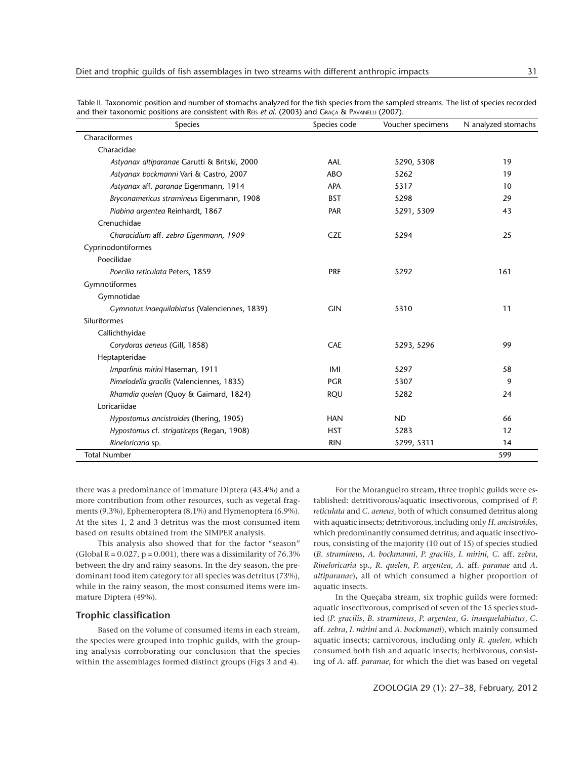Table II. Taxonomic position and number of stomachs analyzed for the fish species from the sampled streams. The list of species recorded and their taxonomic positions are consistent with Reis *et al.* (2003) and Graça & Pavanelli (2007).

| Species | Species code | Voucher specimens | N analyzed stomachs |
|---|---|---|---|
| Characiformes | | | |
| Characidae | | | |
| *Astyanax altiparanae* Garutti & Britski, 2000 | AAL | 5290, 5308 | 19 |
| *Astyanax bockmanni* Vari & Castro, 2007 | ABO | 5262 | 19 |
| *Astyanax* aff. *paranae* Eigenmann, 1914 | APA | 5317 | 10 |
| *Bryconamericus stramineus* Eigenmann, 1908 | BST | 5298 | 29 |
| *Piabina argentea* Reinhardt, 1867 | PAR | 5291, 5309 | 43 |
| Crenuchidae | | | |
| *Characidium* aff. *zebra Eigenmann, 1909* | CZE | 5294 | 25 |
| Cyprinodontiformes | | | |
| Poecilidae | | | |
| *Poecilia reticulata* Peters, 1859 | PRE | 5292 | 161 |
| Gymnotiformes | | | |
| Gymnotidae | | | |
| *Gymnotus inaequilabiatus* (Valenciennes, 1839) | GIN | 5310 | 11 |
| Siluriformes | | | |
| Callichthyidae | | | |
| *Corydoras aeneus* (Gill, 1858) | CAE | 5293, 5296 | 99 |
| Heptapteridae | | | |
| *Imparfinis mirini* Haseman, 1911 | IMI | 5297 | 58 |
| *Pimelodella gracilis* (Valenciennes, 1835) | PGR | 5307 | 9 |
| *Rhamdia quelen* (Quoy & Gaimard, 1824) | RQU | 5282 | 24 |
| Loricariidae | | | |
| *Hypostomus ancistroides* (Ihering, 1905) | HAN | ND | 66 |
| *Hypostomus* cf. *strigaticeps* (Regan, 1908) | HST | 5283 | 12 |
| *Rineloricaria* sp. | RIN | 5299, 5311 | 14 |
| Total Number | | | 599 |

there was a predominance of immature Diptera (43.4%) and a more contribution from other resources, such as vegetal fragments (9.3%), Ephemeroptera (8.1%) and Hymenoptera (6.9%). At the sites 1, 2 and 3 detritus was the most consumed item based on results obtained from the SIMPER analysis.

This analysis also showed that for the factor "season" (Global R = 0.027, p = 0.001), there was a dissimilarity of 76.3% between the dry and rainy seasons. In the dry season, the predominant food item category for all species was detritus (73%), while in the rainy season, the most consumed items were immature Diptera (49%).

### Trophic classification

Based on the volume of consumed items in each stream, the species were grouped into trophic guilds, with the grouping analysis corroborating our conclusion that the species within the assemblages formed distinct groups (Figs 3 and 4).

For the Morangueiro stream, three trophic guilds were established: detritivorous/aquatic insectivorous, comprised of *P. reticulata* and *C. aeneus*, both of which consumed detritus along with aquatic insects; detritivorous, including only *H. ancistroides*, which predominantly consumed detritus; and aquatic insectivorous, consisting of the majority (10 out of 15) of species studied (*B. stramineus*, *A. bockmanni*, *P. gracilis*, *I. mirini*, *C.* aff. *zebra*, *Rineloricaria* sp., *R. quelen*, *P. argentea*, *A.* aff. *paranae* and *A. altiparanae*), all of which consumed a higher proportion of aquatic insects.

In the Queçaba stream, six trophic guilds were formed: aquatic insectivorous, comprised of seven of the 15 species studied (*P. gracilis*, *B. stramineus*, *P. argentea*, *G. inaequelabiatus*, *C.* aff. *zebra*, *I. mirini* and *A. bockmanni*), which mainly consumed aquatic insects; carnivorous, including only *R. quelen*, which consumed both fish and aquatic insects; herbivorous, consisting of *A.* aff. *paranae*, for which the diet was based on vegetal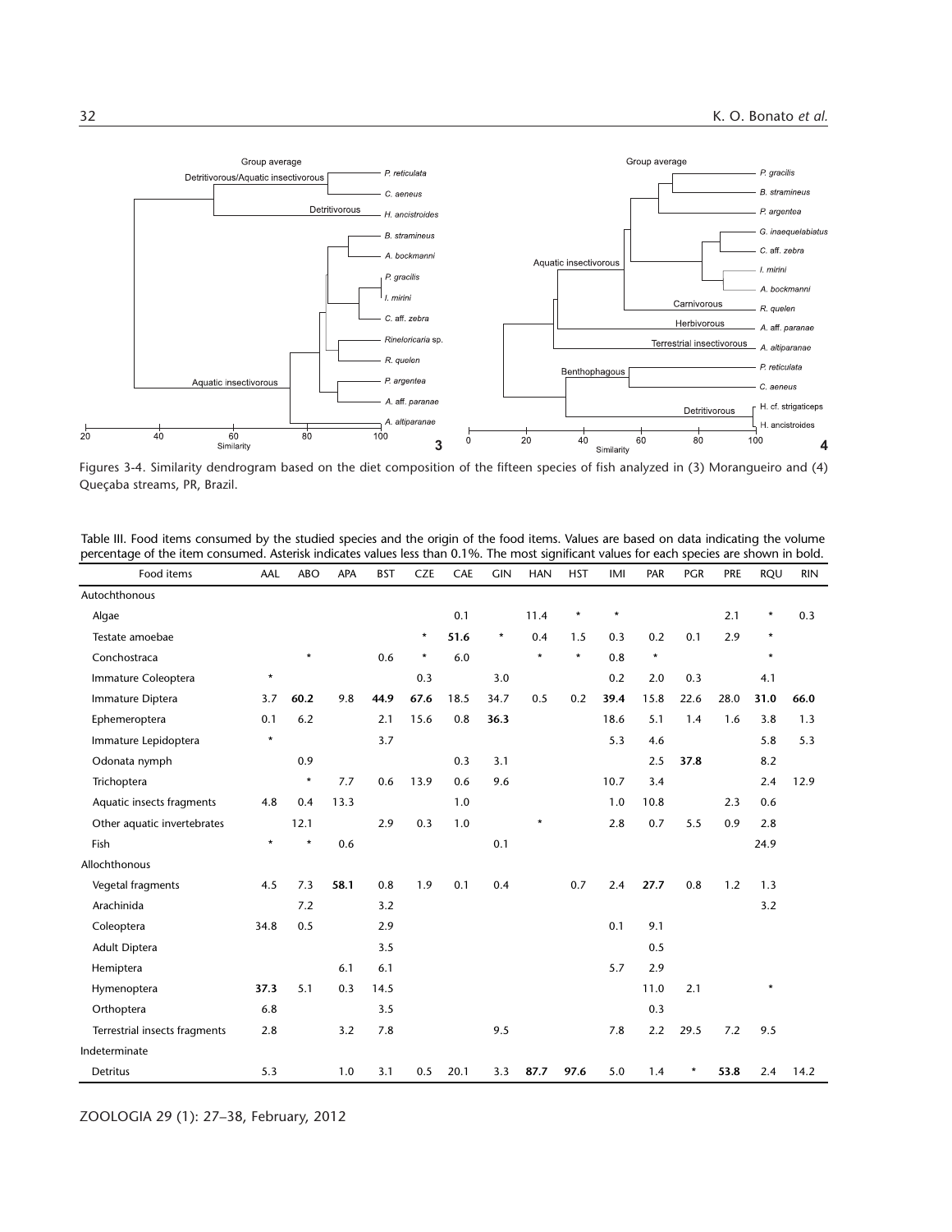Figures 3-4. Similarity dendrogram based on the diet composition of the fifteen species of fish analyzed in (3) Morangueiro and (4) Queçaba streams, PR, Brazil.

Table III. Food items consumed by the studied species and the origin of the food items. Values are based on data indicating the volume percentage of the item consumed. Asterisk indicates values less than 0.1%. The most significant values for each species are shown in bold.

| Food items | AAL | ABO | APA | BST | CZE | CAE | GIN | HAN | HST | IMI | PAR | PGR | PRE | RQU | RIN |
|---|---|---|---|---|---|---|---|---|---|---|---|---|---|---|---|
| Autochthonous | | | | | | | | | | | | | | | |
| Algae | | | | | | 0.1 | | 11.4 | * | * | | | 2.1 | * | 0.3 |
| Testate amoebae | | | | | * | **51.6** | * | 0.4 | 1.5 | 0.3 | 0.2 | 0.1 | 2.9 | * | |
| Conchostraca | | * | | 0.6 | * | 6.0 | | * | * | 0.8 | * | | | * | |
| Immature Coleoptera | * | | | | 0.3 | | 3.0 | | | 0.2 | 2.0 | 0.3 | | 4.1 | |
| Immature Diptera | 3.7 | **60.2** | 9.8 | **44.9** | **67.6** | 18.5 | 34.7 | 0.5 | 0.2 | **39.4** | 15.8 | 22.6 | 28.0 | **31.0** | **66.0** |
| Ephemeroptera | 0.1 | 6.2 | | 2.1 | 15.6 | 0.8 | **36.3** | | | 18.6 | 5.1 | 1.4 | 1.6 | 3.8 | 1.3 |
| Immature Lepidoptera | * | | | 3.7 | | | | | | 5.3 | 4.6 | | | 5.8 | 5.3 |
| Odonata nymph | | 0.9 | | | | 0.3 | 3.1 | | | | 2.5 | **37.8** | | 8.2 | |
| Trichoptera | | * | 7.7 | 0.6 | 13.9 | 0.6 | 9.6 | | | 10.7 | 3.4 | | | 2.4 | 12.9 |
| Aquatic insects fragments | 4.8 | 0.4 | 13.3 | | | 1.0 | | | | 1.0 | 10.8 | | 2.3 | 0.6 | |
| Other aquatic invertebrates | | 12.1 | | 2.9 | 0.3 | 1.0 | | * | | 2.8 | 0.7 | 5.5 | 0.9 | 2.8 | |
| Fish | * | * | 0.6 | | | | 0.1 | | | | | | | 24.9 | |
| Allochthonous | | | | | | | | | | | | | | | |
| Vegetal fragments | 4.5 | 7.3 | **58.1** | 0.8 | 1.9 | 0.1 | 0.4 | | 0.7 | 2.4 | **27.7** | 0.8 | 1.2 | 1.3 | |
| Arachinida | | 7.2 | | 3.2 | | | | | | | | | | 3.2 | |
| Coleoptera | 34.8 | 0.5 | | 2.9 | | | | | | 0.1 | 9.1 | | | | |
| Adult Diptera | | | | 3.5 | | | | | | | 0.5 | | | | |
| Hemiptera | | | 6.1 | 6.1 | | | | | | 5.7 | 2.9 | | | | |
| Hymenoptera | **37.3** | 5.1 | 0.3 | 14.5 | | | | | | | 11.0 | 2.1 | | * | |
| Orthoptera | 6.8 | | | 3.5 | | | | | | | 0.3 | | | | |
| Terrestrial insects fragments | 2.8 | | 3.2 | 7.8 | | | 9.5 | | | 7.8 | 2.2 | 29.5 | 7.2 | 9.5 | |
| Indeterminate | | | | | | | | | | | | | | | |
| Detritus | 5.3 | | 1.0 | 3.1 | 0.5 | 20.1 | 3.3 | **87.7** | **97.6** | 5.0 | 1.4 | * | **53.8** | 2.4 | 14.2 |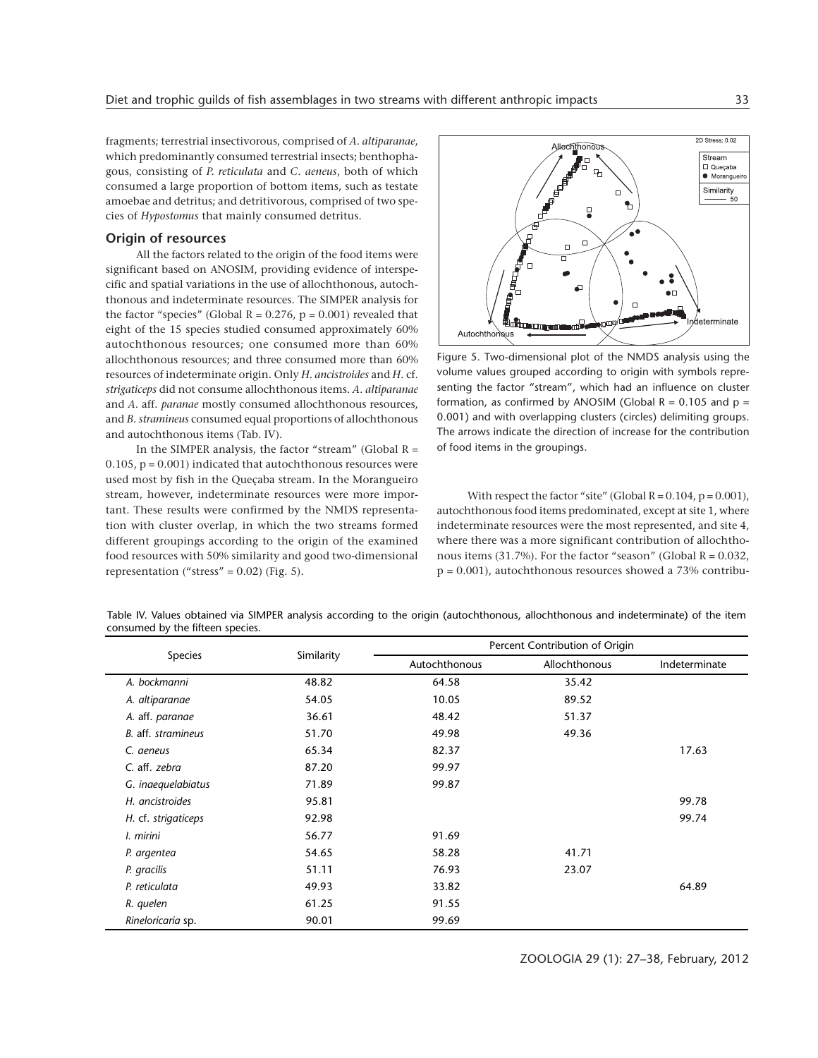fragments; terrestrial insectivorous, comprised of *A. altiparanae*, which predominantly consumed terrestrial insects; benthophagous, consisting of *P. reticulata* and *C. aeneus*, both of which consumed a large proportion of bottom items, such as testate amoebae and detritus; and detritivorous, comprised of two species of *Hypostomus* that mainly consumed detritus.

## Origin of resources

All the factors related to the origin of the food items were significant based on ANOSIM, providing evidence of interspecific and spatial variations in the use of allochthonous, autochthonous and indeterminate resources. The SIMPER analysis for the factor "species" (Global $R = 0.276$, $p = 0.001$) revealed that eight of the 15 species studied consumed approximately 60% autochthonous resources; one consumed more than 60% allochthonous resources; and three consumed more than 60% resources of indeterminate origin. Only *H. ancistroides* and *H.* cf. *strigaticeps* did not consume allochthonous items. *A. altiparanae* and *A.* aff. *paranae* mostly consumed allochthonous resources, and *B. stramineus* consumed equal proportions of allochthonous and autochthonous items (Tab. IV).

In the SIMPER analysis, the factor "stream" (Global $R = 0.105$, $p = 0.001$) indicated that autochthonous resources were used most by fish in the Queçaba stream. In the Morangueiro stream, however, indeterminate resources were more important. These results were confirmed by the NMDS representation with cluster overlap, in which the two streams formed different groupings according to the origin of the examined food resources with 50% similarity and good two-dimensional representation ("stress" = 0.02) (Fig. 5).

Figure 5. Two-dimensional plot of the NMDS analysis using the volume values grouped according to origin with symbols representing the factor "stream", which had an influence on cluster formation, as confirmed by ANOSIM (Global $R = 0.105$ and $p = 0.001$) and with overlapping clusters (circles) delimiting groups. The arrows indicate the direction of increase for the contribution of food items in the groupings.

With respect the factor "site" (Global $R = 0.104$, $p = 0.001$), autochthonous food items predominated, except at site 1, where indeterminate resources were the most represented, and site 4, where there was a more significant contribution of allochthonous items (31.7%). For the factor "season" (Global $R = 0.032$, $p = 0.001$), autochthonous resources showed a 73% contribu-

Table IV. Values obtained via SIMPER analysis according to the origin (autochthonous, allochthonous and indeterminate) of the item consumed by the fifteen species.

| Species | Similarity | Percent Contribution of Origin | | |
|---|---|---|---|---|
| | | Autochthonous | Allochthonous | Indeterminate |
| *A. bockmanni* | 48.82 | 64.58 | 35.42 | |
| *A. altiparanae* | 54.05 | 10.05 | 89.52 | |
| *A.* aff. *paranae* | 36.61 | 48.42 | 51.37 | |
| *B.* aff. *stramineus* | 51.70 | 49.98 | 49.36 | |
| *C. aeneus* | 65.34 | 82.37 | | 17.63 |
| *C.* aff. *zebra* | 87.20 | 99.97 | | |
| *G. inaequelabiatus* | 71.89 | 99.87 | | |
| *H. ancistroides* | 95.81 | | | 99.78 |
| *H.* cf. *strigaticeps* | 92.98 | | | 99.74 |
| *I. mirini* | 56.77 | 91.69 | | |
| *P. argentea* | 54.65 | 58.28 | 41.71 | |
| *P. gracilis* | 51.11 | 76.93 | 23.07 | |
| *P. reticulata* | 49.93 | 33.82 | | 64.89 |
| *R. quelen* | 61.25 | 91.55 | | |
| *Rineloricaria* sp. | 90.01 | 99.69 | | |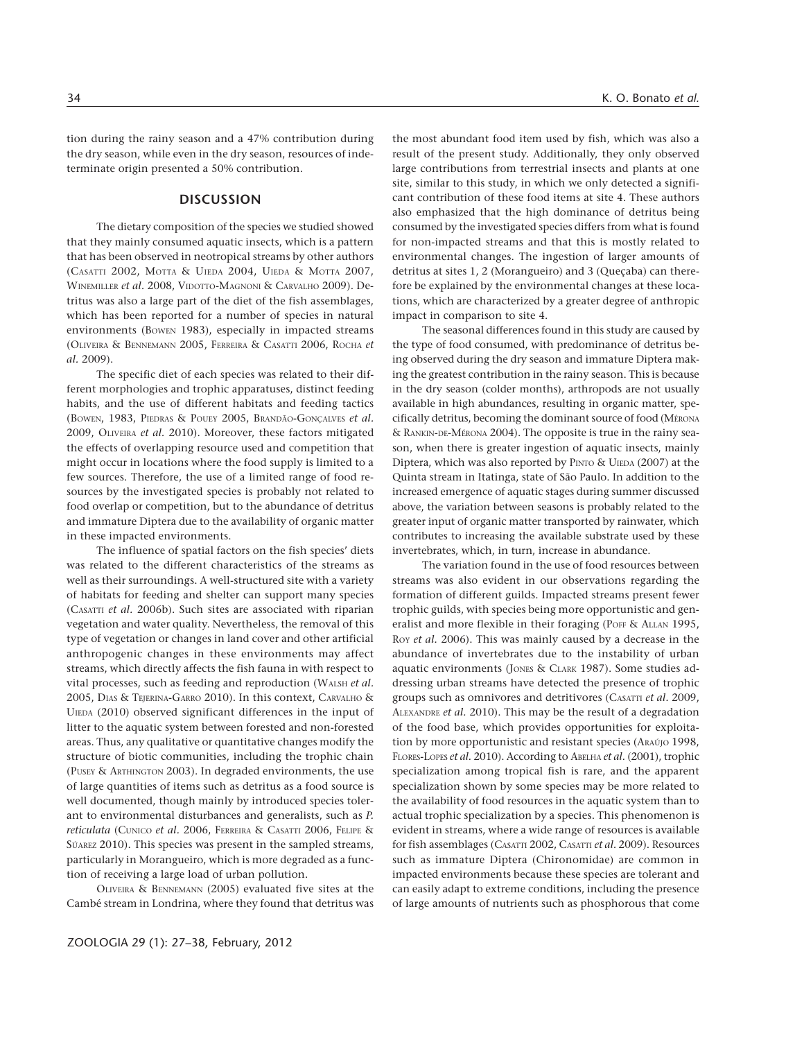tion during the rainy season and a 47% contribution during the dry season, while even in the dry season, resources of indeterminate origin presented a 50% contribution.

## DISCUSSION

The dietary composition of the species we studied showed that they mainly consumed aquatic insects, which is a pattern that has been observed in neotropical streams by other authors (Casatti 2002, Motta & Uieda 2004, Uieda & Motta 2007, Winemiller *et al.* 2008, Vidotto-Magnoni & Carvalho 2009). Detritus was also a large part of the diet of the fish assemblages, which has been reported for a number of species in natural environments (Bowen 1983), especially in impacted streams (Oliveira & Bennemann 2005, Ferreira & Casatti 2006, Rocha *et al.* 2009).

The specific diet of each species was related to their different morphologies and trophic apparatuses, distinct feeding habits, and the use of different habitats and feeding tactics (Bowen, 1983, Piedras & Pouey 2005, Brandão-Gonçalves *et al.* 2009, Oliveira *et al.* 2010). Moreover, these factors mitigated the effects of overlapping resource used and competition that might occur in locations where the food supply is limited to a few sources. Therefore, the use of a limited range of food resources by the investigated species is probably not related to food overlap or competition, but to the abundance of detritus and immature Diptera due to the availability of organic matter in these impacted environments.

The influence of spatial factors on the fish species' diets was related to the different characteristics of the streams as well as their surroundings. A well-structured site with a variety of habitats for feeding and shelter can support many species (Casatti *et al.* 2006b). Such sites are associated with riparian vegetation and water quality. Nevertheless, the removal of this type of vegetation or changes in land cover and other artificial anthropogenic changes in these environments may affect streams, which directly affects the fish fauna in with respect to vital processes, such as feeding and reproduction (Walsh *et al.* 2005, Dias & Tejerina-Garro 2010). In this context, Carvalho & Uieda (2010) observed significant differences in the input of litter to the aquatic system between forested and non-forested areas. Thus, any qualitative or quantitative changes modify the structure of biotic communities, including the trophic chain (Pusey & Arthington 2003). In degraded environments, the use of large quantities of items such as detritus as a food source is well documented, though mainly by introduced species tolerant to environmental disturbances and generalists, such as *P. reticulata* (Cunico *et al.* 2006, Ferreira & Casatti 2006, Felipe & Súarez 2010). This species was present in the sampled streams, particularly in Morangueiro, which is more degraded as a function of receiving a large load of urban pollution.

Oliveira & Bennemann (2005) evaluated five sites at the Cambé stream in Londrina, where they found that detritus was the most abundant food item used by fish, which was also a result of the present study. Additionally, they only observed large contributions from terrestrial insects and plants at one site, similar to this study, in which we only detected a significant contribution of these food items at site 4. These authors also emphasized that the high dominance of detritus being consumed by the investigated species differs from what is found for non-impacted streams and that this is mostly related to environmental changes. The ingestion of larger amounts of detritus at sites 1, 2 (Morangueiro) and 3 (Queçaba) can therefore be explained by the environmental changes at these locations, which are characterized by a greater degree of anthropic impact in comparison to site 4.

The seasonal differences found in this study are caused by the type of food consumed, with predominance of detritus being observed during the dry season and immature Diptera making the greatest contribution in the rainy season. This is because in the dry season (colder months), arthropods are not usually available in high abundances, resulting in organic matter, specifically detritus, becoming the dominant source of food (Mérona & Rankin-de-Mérona 2004). The opposite is true in the rainy season, when there is greater ingestion of aquatic insects, mainly Diptera, which was also reported by Pinto & Uieda (2007) at the Quinta stream in Itatinga, state of São Paulo. In addition to the increased emergence of aquatic stages during summer discussed above, the variation between seasons is probably related to the greater input of organic matter transported by rainwater, which contributes to increasing the available substrate used by these invertebrates, which, in turn, increase in abundance.

The variation found in the use of food resources between streams was also evident in our observations regarding the formation of different guilds. Impacted streams present fewer trophic guilds, with species being more opportunistic and generalist and more flexible in their foraging (Poff & Allan 1995, Roy *et al.* 2006). This was mainly caused by a decrease in the abundance of invertebrates due to the instability of urban aquatic environments (Jones & Clark 1987). Some studies addressing urban streams have detected the presence of trophic groups such as omnivores and detritivores (Casatti *et al.* 2009, Alexandre *et al.* 2010). This may be the result of a degradation of the food base, which provides opportunities for exploitation by more opportunistic and resistant species (Araújo 1995, Flores-Lopes *et al.* 2010). According to Abelha *et al.* (2001), trophic specialization among tropical fish is rare, and the apparent specialization shown by some species may be more related to the availability of food resources in the aquatic system than to actual trophic specialization by a species. This phenomenon is evident in streams, where a wide range of resources is available for fish assemblages (Casatti 2002, Casatti *et al.* 2009). Resources such as immature Diptera (Chironomidae) are common in impacted environments because these species are tolerant and can easily adapt to extreme conditions, including the presence of large amounts of nutrients such as phosphorous that come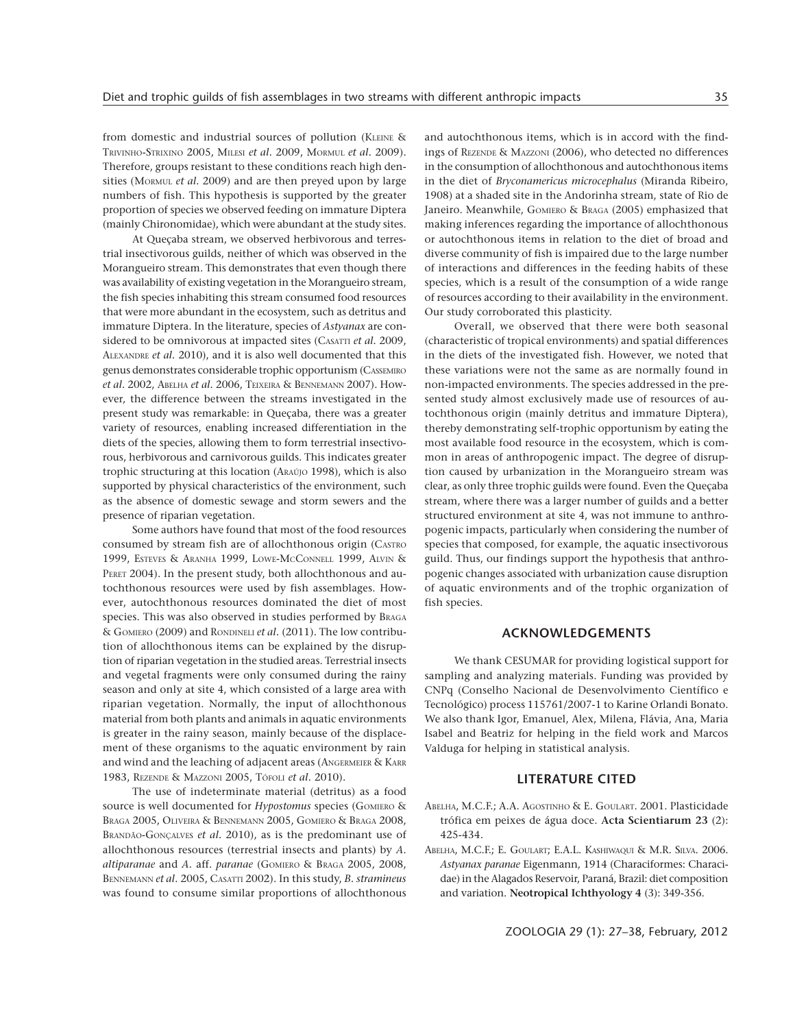from domestic and industrial sources of pollution (KLEINE & TRIVINHO-STRIXINO 2005, MILESI *et al.* 2009, MORMUL *et al.* 2009). Therefore, groups resistant to these conditions reach high densities (MORMUL *et al.* 2009) and are then preyed upon by large numbers of fish. This hypothesis is supported by the greater proportion of species we observed feeding on immature Diptera (mainly Chironomidae), which were abundant at the study sites.

At Queçaba stream, we observed herbivorous and terrestrial insectivorous guilds, neither of which was observed in the Morangueiro stream. This demonstrates that even though there was availability of existing vegetation in the Morangueiro stream, the fish species inhabiting this stream consumed food resources that were more abundant in the ecosystem, such as detritus and immature Diptera. In the literature, species of *Astyanax* are considered to be omnivorous at impacted sites (CASATTI *et al.* 2009, ALEXANDRE *et al.* 2010), and it is also well documented that this genus demonstrates considerable trophic opportunism (CASSEMIRO *et al.* 2002, ABELHA *et al.* 2006, TEIXEIRA & BENNEMANN 2007). However, the difference between the streams investigated in the present study was remarkable: in Queçaba, there was a greater variety of resources, enabling increased differentiation in the diets of the species, allowing them to form terrestrial insectivorous, herbivorous and carnivorous guilds. This indicates greater trophic structuring at this location (ARAÚJO 1998), which is also supported by physical characteristics of the environment, such as the absence of domestic sewage and storm sewers and the presence of riparian vegetation.

Some authors have found that most of the food resources consumed by stream fish are of allochthonous origin (CASTRO 1999, ESTEVES & ARANHA 1999, LOWE-MCCONNELL 1999, ALVIN & PERET 2004). In the present study, both allochthonous and autochthonous resources were used by fish assemblages. However, autochthonous resources dominated the diet of most species. This was also observed in studies performed by BRAGA & GOMIERO (2009) and RONDINELI *et al.* (2011). The low contribution of allochthonous items can be explained by the disruption of riparian vegetation in the studied areas. Terrestrial insects and vegetal fragments were only consumed during the rainy season and only at site 4, which consisted of a large area with riparian vegetation. Normally, the input of allochthonous material from both plants and animals in aquatic environments is greater in the rainy season, mainly because of the displacement of these organisms to the aquatic environment by rain and wind and the leaching of adjacent areas (ANGERMEIER & KARR 1983, REZENDE & MAZZONI 2005, TÓFOLI *et al.* 2010).

The use of indeterminate material (detritus) as a food source is well documented for *Hypostomus* species (GOMIERO & BRAGA 2005, OLIVEIRA & BENNEMANN 2005, GOMIERO & BRAGA 2008, BRANDÃO-GONÇALVES *et al.* 2010), as is the predominant use of allochthonous resources (terrestrial insects and plants) by *A. altiparanae* and *A.* aff. *paranae* (GOMIERO & BRAGA 2005, 2008, BENNEMANN *et al.* 2005, CASATTI 2002). In this study, *B. stramineus* was found to consume similar proportions of allochthonous and autochthonous items, which is in accord with the findings of REZENDE & MAZZONI (2006), who detected no differences in the consumption of allochthonous and autochthonous items in the diet of *Bryconamericus microcephalus* (Miranda Ribeiro, 1908) at a shaded site in the Andorinha stream, state of Rio de Janeiro. Meanwhile, GOMIERO & BRAGA (2005) emphasized that making inferences regarding the importance of allochthonous or autochthonous items in relation to the diet of broad and diverse community of fish is impaired due to the large number of interactions and differences in the feeding habits of these species, which is a result of the consumption of a wide range of resources according to their availability in the environment. Our study corroborated this plasticity.

Overall, we observed that there were both seasonal (characteristic of tropical environments) and spatial differences in the diets of the investigated fish. However, we noted that these variations were not the same as are normally found in non-impacted environments. The species addressed in the presented study almost exclusively made use of resources of autochthonous origin (mainly detritus and immature Diptera), thereby demonstrating self-trophic opportunism by eating the most available food resource in the ecosystem, which is common in areas of anthropogenic impact. The degree of disruption caused by urbanization in the Morangueiro stream was clear, as only three trophic guilds were found. Even the Queçaba stream, where there was a larger number of guilds and a better structured environment at site 4, was not immune to anthropogenic impacts, particularly when considering the number of species that composed, for example, the aquatic insectivorous guild. Thus, our findings support the hypothesis that anthropogenic changes associated with urbanization cause disruption of aquatic environments and of the trophic organization of fish species.

## ACKNOWLEDGEMENTS

We thank CESUMAR for providing logistical support for sampling and analyzing materials. Funding was provided by CNPq (Conselho Nacional de Desenvolvimento Científico e Tecnológico) process 115761/2007-1 to Karine Orlandi Bonato. We also thank Igor, Emanuel, Alex, Milena, Flávia, Ana, Maria Isabel and Beatriz for helping in the field work and Marcos Valduga for helping in statistical analysis.

## LITERATURE CITED

ABELHA, M.C.F.; A.A. AGOSTINHO & E. GOULART. 2001. Plasticidade trófica em peixes de água doce. **Acta Scientiarum 23** (2): 425-434.

ABELHA, M.C.F.; E. GOULART; E.A.L. KASHIWAQUI & M.R. SILVA. 2006. *Astyanax paranae* Eigenmann, 1914 (Characiformes: Characidae) in the Alagados Reservoir, Paraná, Brazil: diet composition and variation. **Neotropical Ichthyology 4** (3): 349-356.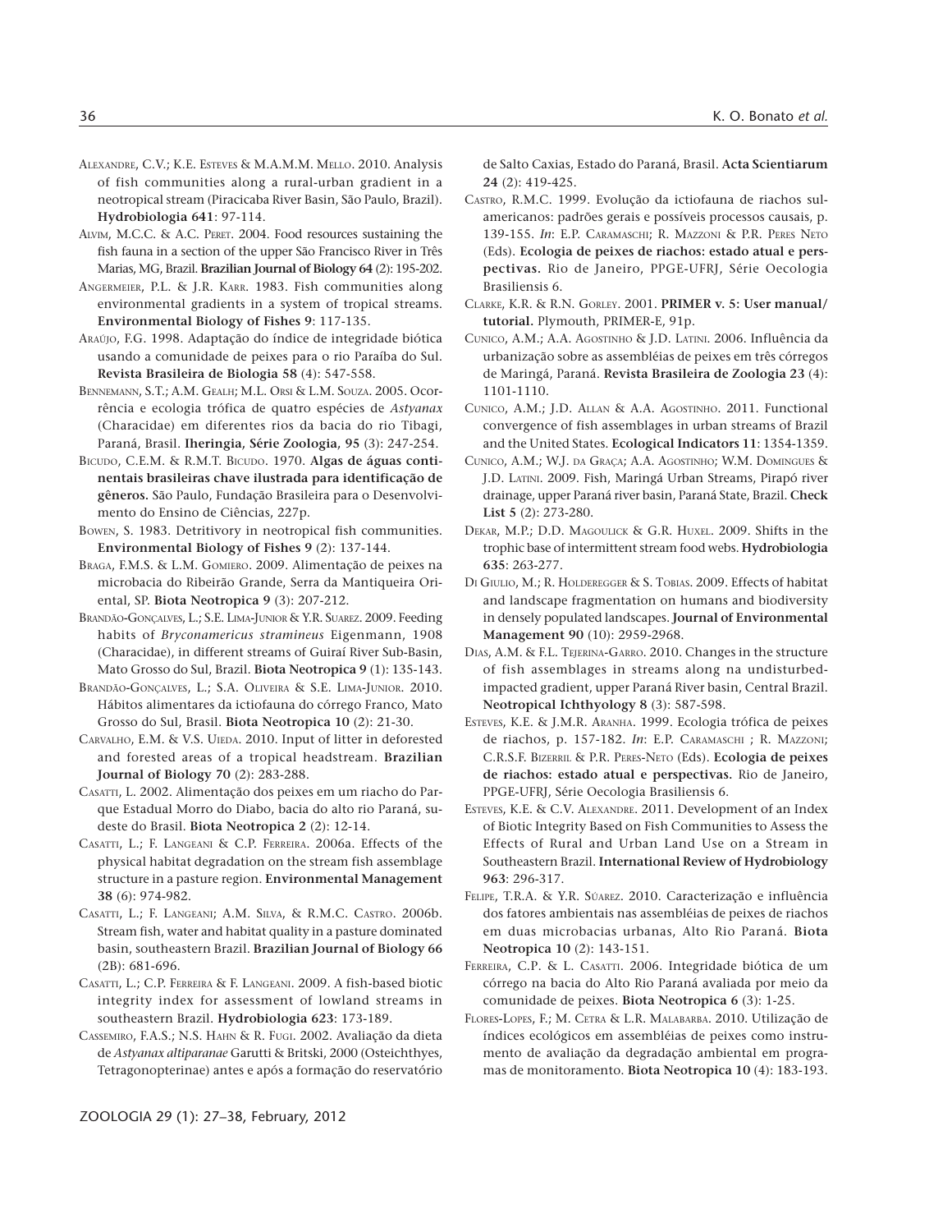ALEXANDRE, C.V.; K.E. ESTEVES & M.A.M.M. MELLO. 2010. Analysis of fish communities along a rural-urban gradient in a neotropical stream (Piracicaba River Basin, São Paulo, Brazil). **Hydrobiologia 641**: 97-114.

ALVIM, M.C.C. & A.C. PERET. 2004. Food resources sustaining the fish fauna in a section of the upper São Francisco River in Três Marias, MG, Brazil. **Brazilian Journal of Biology 64** (2): 195-202.

ANGERMEIER, P.L. & J.R. KARR. 1983. Fish communities along environmental gradients in a system of tropical streams. **Environmental Biology of Fishes 9**: 117-135.

ARAÚJO, F.G. 1998. Adaptação do índice de integridade biótica usando a comunidade de peixes para o rio Paraíba do Sul. **Revista Brasileira de Biologia 58** (4): 547-558.

BENNEMANN, S.T.; A.M. GEALH; M.L. ORSI & L.M. SOUZA. 2005. Ocorrência e ecologia trófica de quatro espécies de *Astyanax* (Characidae) em diferentes rios da bacia do rio Tibagi, Paraná, Brasil. **Iheringia, Série Zoologia, 95** (3): 247-254.

BICUDO, C.E.M. & R.M.T. BICUDO. 1970. **Algas de águas continentais brasileiras chave ilustrada para identificação de gêneros.** São Paulo, Fundação Brasileira para o Desenvolvimento do Ensino de Ciências, 227p.

BOWEN, S. 1983. Detritivory in neotropical fish communities. **Environmental Biology of Fishes 9** (2): 137-144.

BRAGA, F.M.S. & L.M. GOMIERO. 2009. Alimentação de peixes na microbacia do Ribeirão Grande, Serra da Mantiqueira Oriental, SP. **Biota Neotropica 9** (3): 207-212.

BRANDÃO-GONÇALVES, L.; S.E. LIMA-JUNIOR & Y.R. SUAREZ. 2009. Feeding habits of *Bryconamericus stramineus* Eigenmann, 1908 (Characidae), in different streams of Guiraí River Sub-Basin, Mato Grosso do Sul, Brazil. **Biota Neotropica 9** (1): 135-143.

BRANDÃO-GONÇALVES, L.; S.A. OLIVEIRA & S.E. LIMA-JUNIOR. 2010. Hábitos alimentares da ictiofauna do córrego Franco, Mato Grosso do Sul, Brasil. **Biota Neotropica 10** (2): 21-30.

CARVALHO, E.M. & V.S. UIEDA. 2010. Input of litter in deforested and forested areas of a tropical headstream. **Brazilian Journal of Biology 70** (2): 283-288.

CASATTI, L. 2002. Alimentação dos peixes em um riacho do Parque Estadual Morro do Diabo, bacia do alto rio Paraná, sudeste do Brasil. **Biota Neotropica 2** (2): 12-14.

CASATTI, L.; F. LANGEANI & C.P. FERREIRA. 2006a. Effects of the physical habitat degradation on the stream fish assemblage structure in a pasture region. **Environmental Management 38** (6): 974-982.

CASATTI, L.; F. LANGEANI; A.M. SILVA, & R.M.C. CASTRO. 2006b. Stream fish, water and habitat quality in a pasture dominated basin, southeastern Brazil. **Brazilian Journal of Biology 66** (2B): 681-696.

CASATTI, L.; C.P. FERREIRA & F. LANGEANI. 2009. A fish-based biotic integrity index for assessment of lowland streams in southeastern Brazil. **Hydrobiologia 623**: 173-189.

CASSEMIRO, F.A.S.; N.S. HAHN & R. FUGI. 2002. Avaliação da dieta de *Astyanax altiparanae* Garutti & Britski, 2000 (Osteichthyes, Tetragonopterinae) antes e após a formação do reservatório de Salto Caxias, Estado do Paraná, Brasil. **Acta Scientiarum 24** (2): 419-425.

CASTRO, R.M.C. 1999. Evolução da ictiofauna de riachos sul-americanos: padrões gerais e possíveis processos causais, p. 139-155. *In*: E.P. CARAMASCHI; R. MAZZONI & P.R. PERES NETO (Eds). **Ecologia de peixes de riachos: estado atual e perspectivas.** Rio de Janeiro, PPGE-UFRJ, Série Oecologia Brasiliensis 6.

CLARKE, K.R. & R.N. GORLEY. 2001. **PRIMER v. 5: User manual/ tutorial.** Plymouth, PRIMER-E, 91p.

CUNICO, A.M.; A.A. AGOSTINHO & J.D. LATINI. 2006. Influência da urbanização sobre as assembléias de peixes em três córregos de Maringá, Paraná. **Revista Brasileira de Zoologia 23** (4): 1101-1110.

CUNICO, A.M.; J.D. ALLAN & A.A. AGOSTINHO. 2011. Functional convergence of fish assemblages in urban streams of Brazil and the United States. **Ecological Indicators 11**: 1354-1359.

CUNICO, A.M.; W.J. DA GRAÇA; A.A. AGOSTINHO; W.M. DOMINGUES & J.D. LATINI. 2009. Fish, Maringá Urban Streams, Pirapó river drainage, upper Paraná river basin, Paraná State, Brazil. **Check List 5** (2): 273-280.

DEKAR, M.P.; D.D. MAGOULICK & G.R. HUXEL. 2009. Shifts in the trophic base of intermittent stream food webs. **Hydrobiologia 635**: 263-277.

DI GIULIO, M.; R. HOLDEREGGER & S. TOBIAS. 2009. Effects of habitat and landscape fragmentation on humans and biodiversity in densely populated landscapes. **Journal of Environmental Management 90** (10): 2959-2968.

DIAS, A.M. & F.L. TEJERINA-GARRO. 2010. Changes in the structure of fish assemblages in streams along na undisturbed-impacted gradient, upper Paraná River basin, Central Brazil. **Neotropical Ichthyology 8** (3): 587-598.

ESTEVES, K.E. & J.M.R. ARANHA. 1999. Ecologia trófica de peixes de riachos, p. 157-182. *In*: E.P. CARAMASCHI ; R. MAZZONI; C.R.S.F. BIZERRIL & P.R. PERES-NETO (Eds). **Ecologia de peixes de riachos: estado atual e perspectivas.** Rio de Janeiro, PPGE-UFRJ, Série Oecologia Brasiliensis 6.

ESTEVES, K.E. & C.V. ALEXANDRE. 2011. Development of an Index of Biotic Integrity Based on Fish Communities to Assess the Effects of Rural and Urban Land Use on a Stream in Southeastern Brazil. **International Review of Hydrobiology 963**: 296-317.

FELIPE, T.R.A. & Y.R. SÚAREZ. 2010. Caracterização e influência dos fatores ambientais nas assembléias de peixes de riachos em duas microbacias urbanas, Alto Rio Paraná. **Biota Neotropica 10** (2): 143-151.

FERREIRA, C.P. & L. CASATTI. 2006. Integridade biótica de um córrego na bacia do Alto Rio Paraná avaliada por meio da comunidade de peixes. **Biota Neotropica 6** (3): 1-25.

FLORES-LOPES, F.; M. CETRA & L.R. MALABARBA. 2010. Utilização de índices ecológicos em assembléias de peixes como instrumento de avaliação da degradação ambiental em programas de monitoramento. **Biota Neotropica 10** (4): 183-193.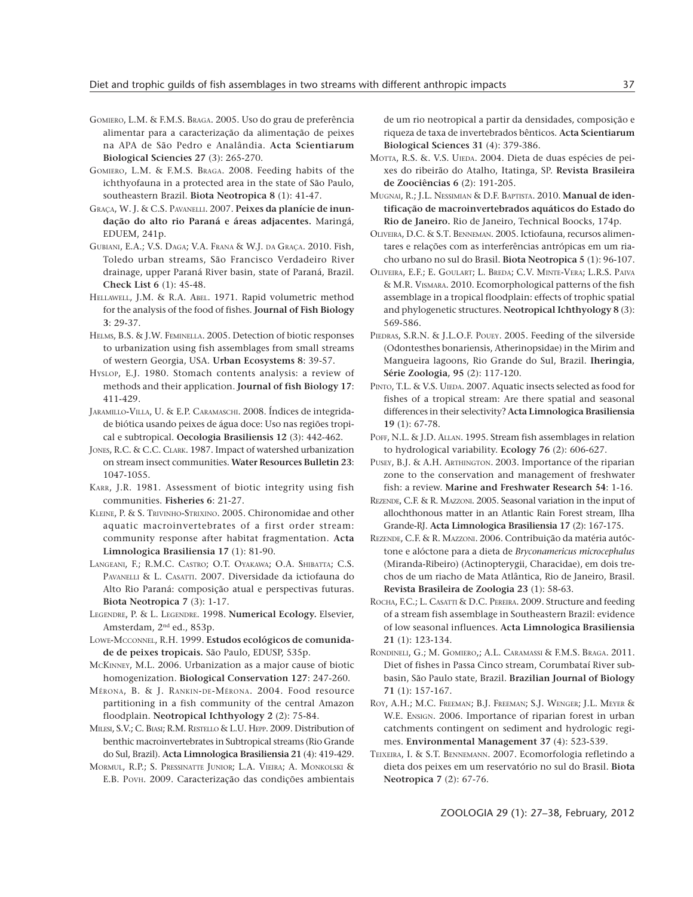GOMIERO, L.M. & F.M.S. BRAGA. 2005. Uso do grau de preferência alimentar para a caracterização da alimentação de peixes na APA de São Pedro e Analândia. **Acta Scientiarum Biological Sciencies 27** (3): 265-270.

GOMIERO, L.M. & F.M.S. BRAGA. 2008. Feeding habits of the ichthyofauna in a protected area in the state of São Paulo, southeastern Brazil. **Biota Neotropica 8** (1): 41-47.

GRAÇA, W. J. & C.S. PAVANELLI. 2007. **Peixes da planície de inundação do alto rio Paraná e áreas adjacentes.** Maringá, EDUEM, 241p.

GUBIANI, E.A.; V.S. DAGA; V.A. FRANA & W.J. DA GRAÇA. 2010. Fish, Toledo urban streams, São Francisco Verdadeiro River drainage, upper Paraná River basin, state of Paraná, Brazil. **Check List 6** (1): 45-48.

HELLAWELL, J.M. & R.A. ABEL. 1971. Rapid volumetric method for the analysis of the food of fishes. **Journal of Fish Biology 3**: 29-37.

HELMS, B.S. & J.W. FEMINELLA. 2005. Detection of biotic responses to urbanization using fish assemblages from small streams of western Georgia, USA. **Urban Ecosystems 8**: 39-57.

HYSLOP, E.J. 1980. Stomach contents analysis: a review of methods and their application. **Journal of fish Biology 17**: 411-429.

JARAMILLO-VILLA, U. & E.P. CARAMASCHI. 2008. Índices de integridade biótica usando peixes de água doce: Uso nas regiões tropical e subtropical. **Oecologia Brasiliensis 12** (3): 442-462.

JONES, R.C. & C.C. CLARK. 1987. Impact of watershed urbanization on stream insect communities. **Water Resources Bulletin 23**: 1047-1055.

KARR, J.R. 1981. Assessment of biotic integrity using fish communities. **Fisheries 6**: 21-27.

KLEINE, P. & S. TRIVINHO-STRIXINO. 2005. Chironomidae and other aquatic macroinvertebrates of a first order stream: community response after habitat fragmentation. **Acta Limnologica Brasiliensia 17** (1): 81-90.

LANGEANI, F.; R.M.C. CASTRO; O.T. OYAKAWA; O.A. SHIBATTA; C.S. PAVANELLI & L. CASATTI. 2007. Diversidade da ictiofauna do Alto Rio Paraná: composição atual e perspectivas futuras. **Biota Neotropica 7** (3): 1-17.

LEGENDRE, P. & L. LEGENDRE. 1998. **Numerical Ecology.** Elsevier, Amsterdam, 2nd ed., 853p.

LOWE-MCCONNEL, R.H. 1999. **Estudos ecológicos de comunidade de peixes tropicais.** São Paulo, EDUSP, 535p.

MCKINNEY, M.L. 2006. Urbanization as a major cause of biotic homogenization. **Biological Conservation 127**: 247-260.

MÉRONA, B. & J. RANKIN-DE-MÉRONA. 2004. Food resource partitioning in a fish community of the central Amazon floodplain. **Neotropical Ichthyology 2** (2): 75-84.

MILESI, S.V.; C. BIASI; R.M. RESTELLO & L.U. HEPP. 2009. Distribution of benthic macroinvertebrates in Subtropical streams (Rio Grande do Sul, Brazil). **Acta Limnologica Brasiliensia 21** (4): 419-429.

MORMUL, R.P.; S. PRESSINATTE JUNIOR; L.A. VIEIRA; A. MONKOLSKI & E.B. POVH. 2009. Caracterização das condições ambientais de um rio neotropical a partir da densidades, composição e riqueza de taxa de invertebrados bênticos. **Acta Scientiarum Biological Sciences 31** (4): 379-386.

MOTTA, R.S. &. V.S. UIEDA. 2004. Dieta de duas espécies de peixes do ribeirão do Atalho, Itatinga, SP. **Revista Brasileira de Zoociências 6** (2): 191-205.

MUGNAI, R.; J.L. NESSIMIAN & D.F. BAPTISTA. 2010. **Manual de identificação de macroinvertebrados aquáticos do Estado do Rio de Janeiro.** Rio de Janeiro, Technical Boocks, 174p.

OLIVEIRA, D.C. & S.T. BENNEMAN. 2005. Ictiofauna, recursos alimentares e relações com as interferências antrópicas em um riacho urbano no sul do Brasil. **Biota Neotropica 5** (1): 96-107.

OLIVEIRA, E.F.; E. GOULART; L. BREDA; C.V. MINTE-VERA; L.R.S. PAIVA & M.R. VISMARA. 2010. Ecomorphological patterns of the fish assemblage in a tropical floodplain: effects of trophic spatial and phylogenetic structures. **Neotropical Ichthyology 8** (3): 569-586.

PIEDRAS, S.R.N. & J.L.O.F. POUEY. 2005. Feeding of the silverside (Odontesthes bonariensis, Atherinopsidae) in the Mirim and Mangueira lagoons, Rio Grande do Sul, Brazil. **Iheringia, Série Zoologia, 95** (2): 117-120.

PINTO, T.L. & V.S. UIEDA. 2007. Aquatic insects selected as food for fishes of a tropical stream: Are there spatial and seasonal differences in their selectivity? **Acta Limnologica Brasiliensia 19** (1): 67-78.

POFF, N.L. & J.D. ALLAN. 1995. Stream fish assemblages in relation to hydrological variability. **Ecology 76** (2): 606-627.

PUSEY, B.J. & A.H. ARTHINGTON. 2003. Importance of the riparian zone to the conservation and management of freshwater fish: a review. **Marine and Freshwater Research 54**: 1-16.

REZENDE, C.F. & R. MAZZONI. 2005. Seasonal variation in the input of allochthonous matter in an Atlantic Rain Forest stream, Ilha Grande-RJ. **Acta Limnologica Brasiliensia 17** (2): 167-175.

REZENDE, C.F. & R. MAZZONI. 2006. Contribuição da matéria autóctone e alóctone para a dieta de *Bryconamericus microcephalus* (Miranda-Ribeiro) (Actinopterygii, Characidae), em dois trechos de um riacho de Mata Atlântica, Rio de Janeiro, Brasil. **Revista Brasileira de Zoologia 23** (1): 58-63.

ROCHA, F.C.; L. CASATTI & D.C. PEREIRA. 2009. Structure and feeding of a stream fish assemblage in Southeastern Brazil: evidence of low seasonal influences. **Acta Limnologica Brasiliensia 21** (1): 123-134.

RONDINELI, G.; M. GOMIERO,; A.L. CARAMASSI & F.M.S. BRAGA. 2011. Diet of fishes in Passa Cinco stream, Corumbataí River subbasin, São Paulo state, Brazil. **Brazilian Journal of Biology 71** (1): 157-167.

ROY, A.H.; M.C. FREEMAN; B.J. FREEMAN; S.J. WENGER; J.L. MEYER & W.E. ENSIGN. 2006. Importance of riparian forest in urban catchments contingent on sediment and hydrologic regimes. **Environmental Management 37** (4): 523-539.

TEIXEIRA, I. & S.T. BENNEMANN. 2007. Ecomorfologia refletindo a dieta dos peixes em um reservatório no sul do Brasil. **Biota Neotropica 7** (2): 67-76.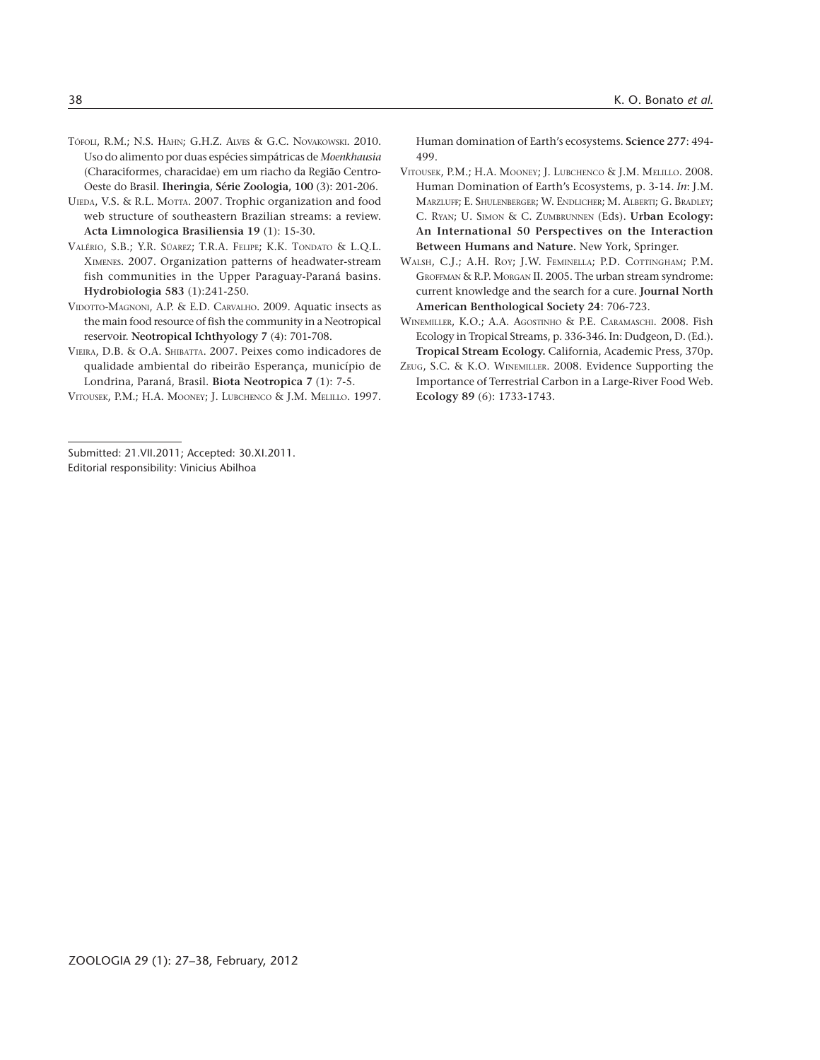Tófoli, R.M.; N.S. Hahn; G.H.Z. Alves & G.C. Novakowski. 2010. Uso do alimento por duas espécies simpátricas de *Moenkhausia* (Characiformes, characidae) em um riacho da Região Centro-Oeste do Brasil. **Iheringia, Série Zoologia, 100** (3): 201-206.

Uieda, V.S. & R.L. Motta. 2007. Trophic organization and food web structure of southeastern Brazilian streams: a review. **Acta Limnologica Brasiliensia 19** (1): 15-30.

Valério, S.B.; Y.R. Súarez; T.R.A. Felipe; K.K. Tondato & L.Q.L. Ximenes. 2007. Organization patterns of headwater-stream fish communities in the Upper Paraguay-Paraná basins. **Hydrobiologia 583** (1):241-250.

Vidotto-Magnoni, A.P. & E.D. Carvalho. 2009. Aquatic insects as the main food resource of fish the community in a Neotropical reservoir. **Neotropical Ichthyology 7** (4): 701-708.

Vieira, D.B. & O.A. Shibatta. 2007. Peixes como indicadores de qualidade ambiental do ribeirão Esperança, município de Londrina, Paraná, Brasil. **Biota Neotropica 7** (1): 7-5.

Vitousek, P.M.; H.A. Mooney; J. Lubchenco & J.M. Melillo. 1997. Human domination of Earth's ecosystems. **Science 277**: 494-499.

Vitousek, P.M.; H.A. Mooney; J. Lubchenco & J.M. Melillo. 2008. Human Domination of Earth's Ecosystems, p. 3-14. *In*: J.M. Marzluff; E. Shulenberger; W. Endlicher; M. Alberti; G. Bradley; C. Ryan; U. Simon & C. Zumbrunnen (Eds). **Urban Ecology: An International 50 Perspectives on the Interaction Between Humans and Nature.** New York, Springer.

Walsh, C.J.; A.H. Roy; J.W. Feminella; P.D. Cottingham; P.M. Groffman & R.P. Morgan II. 2005. The urban stream syndrome: current knowledge and the search for a cure. **Journal North American Benthological Society 24**: 706-723.

Winemiller, K.O.; A.A. Agostinho & P.E. Caramaschi. 2008. Fish Ecology in Tropical Streams, p. 336-346. In: Dudgeon, D. (Ed.). **Tropical Stream Ecology.** California, Academic Press, 370p.

Zeug, S.C. & K.O. Winemiller. 2008. Evidence Supporting the Importance of Terrestrial Carbon in a Large-River Food Web. **Ecology 89** (6): 1733-1743.

---

Submitted: 21.VII.2011; Accepted: 30.XI.2011.
Editorial responsibility: Vinicius Abilhoa